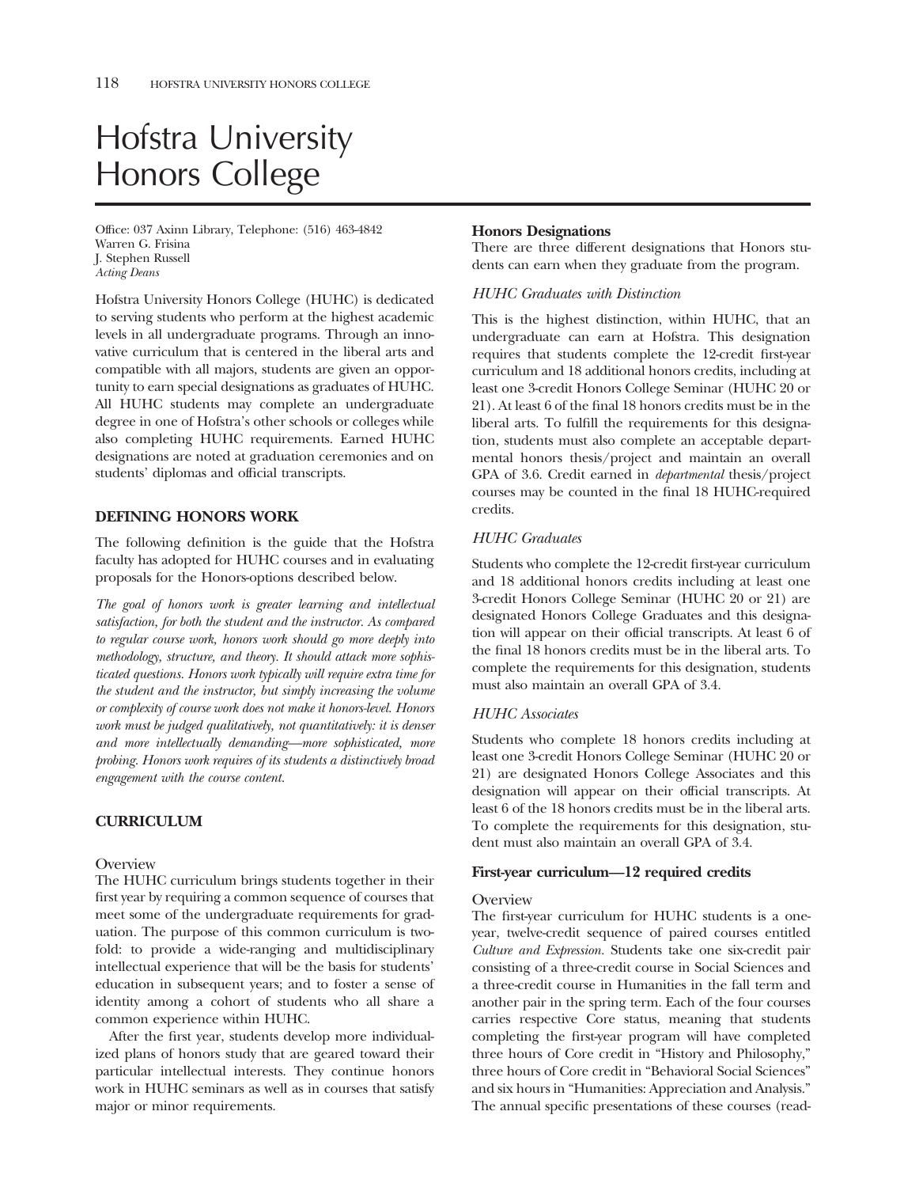# Hofstra University Honors College

Office: 037 Axinn Library, Telephone: (516) 463-4842
Warren G. Frisina
J. Stephen Russell
*Acting Deans*

Hofstra University Honors College (HUHC) is dedicated to serving students who perform at the highest academic levels in all undergraduate programs. Through an innovative curriculum that is centered in the liberal arts and compatible with all majors, students are given an opportunity to earn special designations as graduates of HUHC. All HUHC students may complete an undergraduate degree in one of Hofstra's other schools or colleges while also completing HUHC requirements. Earned HUHC designations are noted at graduation ceremonies and on students' diplomas and official transcripts.

## DEFINING HONORS WORK

The following definition is the guide that the Hofstra faculty has adopted for HUHC courses and in evaluating proposals for the Honors-options described below.

*The goal of honors work is greater learning and intellectual satisfaction, for both the student and the instructor. As compared to regular course work, honors work should go more deeply into methodology, structure, and theory. It should attack more sophisticated questions. Honors work typically will require extra time for the student and the instructor, but simply increasing the volume or complexity of course work does not make it honors-level. Honors work must be judged qualitatively, not quantitatively: it is denser and more intellectually demanding—more sophisticated, more probing. Honors work requires of its students a distinctively broad engagement with the course content.*

## CURRICULUM

### Overview

The HUHC curriculum brings students together in their first year by requiring a common sequence of courses that meet some of the undergraduate requirements for graduation. The purpose of this common curriculum is twofold: to provide a wide-ranging and multidisciplinary intellectual experience that will be the basis for students' education in subsequent years; and to foster a sense of identity among a cohort of students who all share a common experience within HUHC.

After the first year, students develop more individualized plans of honors study that are geared toward their particular intellectual interests. They continue honors work in HUHC seminars as well as in courses that satisfy major or minor requirements.

### Honors Designations

There are three different designations that Honors students can earn when they graduate from the program.

#### *HUHC Graduates with Distinction*

This is the highest distinction, within HUHC, that an undergraduate can earn at Hofstra. This designation requires that students complete the 12-credit first-year curriculum and 18 additional honors credits, including at least one 3-credit Honors College Seminar (HUHC 20 or 21). At least 6 of the final 18 honors credits must be in the liberal arts. To fulfill the requirements for this designation, students must also complete an acceptable departmental honors thesis/project and maintain an overall GPA of 3.6. Credit earned in *departmental* thesis/project courses may be counted in the final 18 HUHC-required credits.

#### *HUHC Graduates*

Students who complete the 12-credit first-year curriculum and 18 additional honors credits including at least one 3-credit Honors College Seminar (HUHC 20 or 21) are designated Honors College Graduates and this designation will appear on their official transcripts. At least 6 of the final 18 honors credits must be in the liberal arts. To complete the requirements for this designation, students must also maintain an overall GPA of 3.4.

#### *HUHC Associates*

Students who complete 18 honors credits including at least one 3-credit Honors College Seminar (HUHC 20 or 21) are designated Honors College Associates and this designation will appear on their official transcripts. At least 6 of the 18 honors credits must be in the liberal arts. To complete the requirements for this designation, student must also maintain an overall GPA of 3.4.

### First-year curriculum—12 required credits

#### Overview

The first-year curriculum for HUHC students is a one-year, twelve-credit sequence of paired courses entitled *Culture and Expression*. Students take one six-credit pair consisting of a three-credit course in Social Sciences and a three-credit course in Humanities in the fall term and another pair in the spring term. Each of the four courses carries respective Core status, meaning that students completing the first-year program will have completed three hours of Core credit in "History and Philosophy," three hours of Core credit in "Behavioral Social Sciences" and six hours in "Humanities: Appreciation and Analysis." The annual specific presentations of these courses (read-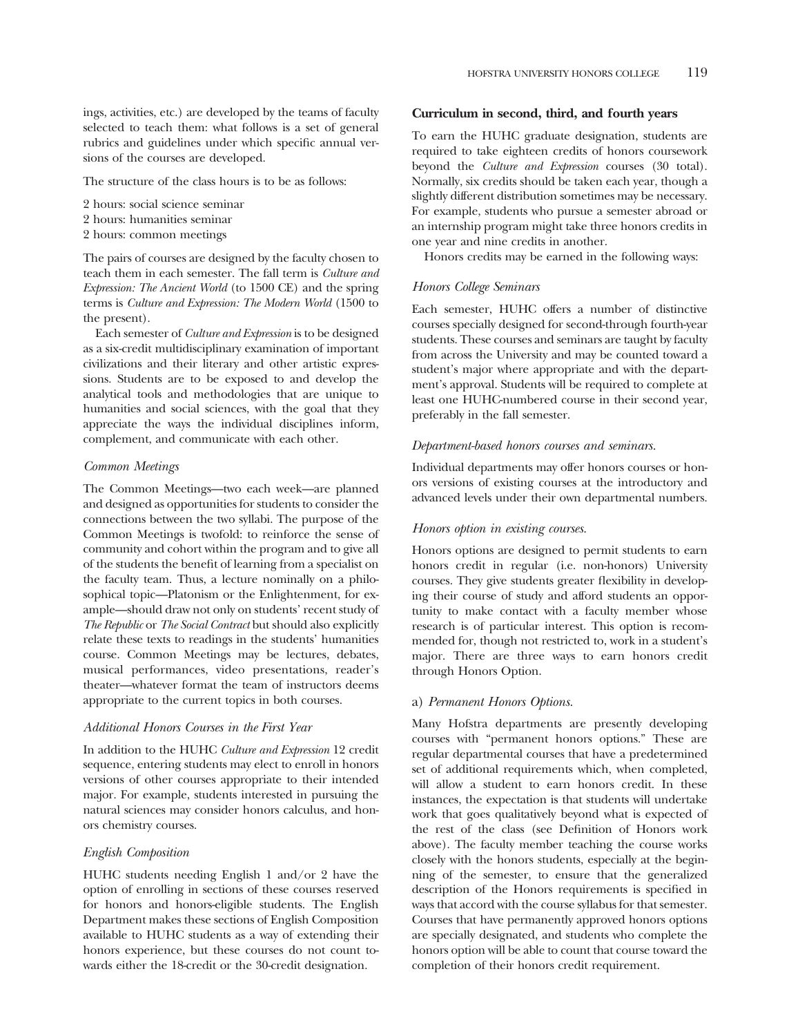ings, activities, etc.) are developed by the teams of faculty selected to teach them: what follows is a set of general rubrics and guidelines under which specific annual versions of the courses are developed.

The structure of the class hours is to be as follows:

2 hours: social science seminar
2 hours: humanities seminar
2 hours: common meetings

The pairs of courses are designed by the faculty chosen to teach them in each semester. The fall term is *Culture and Expression: The Ancient World* (to 1500 CE) and the spring terms is *Culture and Expression: The Modern World* (1500 to the present).

Each semester of *Culture and Expression* is to be designed as a six-credit multidisciplinary examination of important civilizations and their literary and other artistic expressions. Students are to be exposed to and develop the analytical tools and methodologies that are unique to humanities and social sciences, with the goal that they appreciate the ways the individual disciplines inform, complement, and communicate with each other.

### *Common Meetings*

The Common Meetings—two each week—are planned and designed as opportunities for students to consider the connections between the two syllabi. The purpose of the Common Meetings is twofold: to reinforce the sense of community and cohort within the program and to give all of the students the benefit of learning from a specialist on the faculty team. Thus, a lecture nominally on a philosophical topic—Platonism or the Enlightenment, for example—should draw not only on students' recent study of *The Republic* or *The Social Contract* but should also explicitly relate these texts to readings in the students' humanities course. Common Meetings may be lectures, debates, musical performances, video presentations, reader's theater—whatever format the team of instructors deems appropriate to the current topics in both courses.

### *Additional Honors Courses in the First Year*

In addition to the HUHC *Culture and Expression* 12 credit sequence, entering students may elect to enroll in honors versions of other courses appropriate to their intended major. For example, students interested in pursuing the natural sciences may consider honors calculus, and honors chemistry courses.

### *English Composition*

HUHC students needing English 1 and/or 2 have the option of enrolling in sections of these courses reserved for honors and honors-eligible students. The English Department makes these sections of English Composition available to HUHC students as a way of extending their honors experience, but these courses do not count towards either the 18-credit or the 30-credit designation.

## **Curriculum in second, third, and fourth years**

To earn the HUHC graduate designation, students are required to take eighteen credits of honors coursework beyond the *Culture and Expression* courses (30 total). Normally, six credits should be taken each year, though a slightly different distribution sometimes may be necessary. For example, students who pursue a semester abroad or an internship program might take three honors credits in one year and nine credits in another.

Honors credits may be earned in the following ways:

### *Honors College Seminars*

Each semester, HUHC offers a number of distinctive courses specially designed for second-through fourth-year students. These courses and seminars are taught by faculty from across the University and may be counted toward a student's major where appropriate and with the department's approval. Students will be required to complete at least one HUHC-numbered course in their second year, preferably in the fall semester.

### *Department-based honors courses and seminars.*

Individual departments may offer honors courses or honors versions of existing courses at the introductory and advanced levels under their own departmental numbers.

### *Honors option in existing courses.*

Honors options are designed to permit students to earn honors credit in regular (i.e. non-honors) University courses. They give students greater flexibility in developing their course of study and afford students an opportunity to make contact with a faculty member whose research is of particular interest. This option is recommended for, though not restricted to, work in a student's major. There are three ways to earn honors credit through Honors Option.

#### a) *Permanent Honors Options.*

Many Hofstra departments are presently developing courses with "permanent honors options." These are regular departmental courses that have a predetermined set of additional requirements which, when completed, will allow a student to earn honors credit. In these instances, the expectation is that students will undertake work that goes qualitatively beyond what is expected of the rest of the class (see Definition of Honors work above). The faculty member teaching the course works closely with the honors students, especially at the beginning of the semester, to ensure that the generalized description of the Honors requirements is specified in ways that accord with the course syllabus for that semester. Courses that have permanently approved honors options are specially designated, and students who complete the honors option will be able to count that course toward the completion of their honors credit requirement.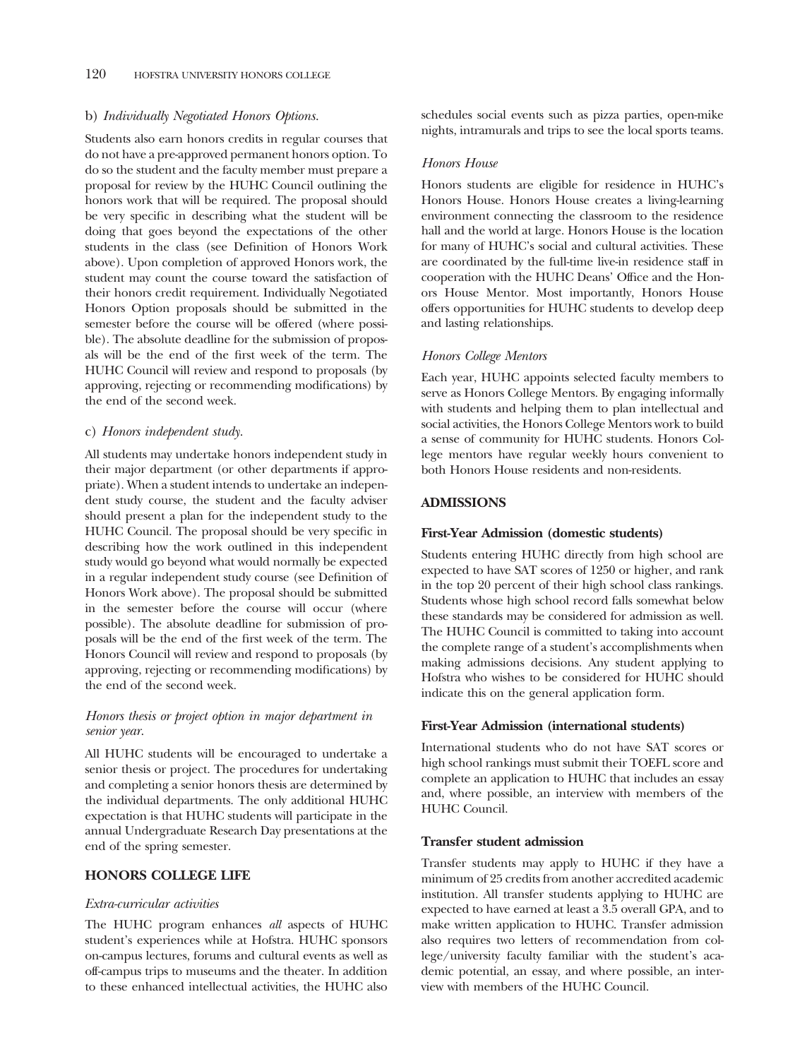b) *Individually Negotiated Honors Options.*

Students also earn honors credits in regular courses that do not have a pre-approved permanent honors option. To do so the student and the faculty member must prepare a proposal for review by the HUHC Council outlining the honors work that will be required. The proposal should be very specific in describing what the student will be doing that goes beyond the expectations of the other students in the class (see Definition of Honors Work above). Upon completion of approved Honors work, the student may count the course toward the satisfaction of their honors credit requirement. Individually Negotiated Honors Option proposals should be submitted in the semester before the course will be offered (where possible). The absolute deadline for the submission of proposals will be the end of the first week of the term. The HUHC Council will review and respond to proposals (by approving, rejecting or recommending modifications) by the end of the second week.

c) *Honors independent study.*

All students may undertake honors independent study in their major department (or other departments if appropriate). When a student intends to undertake an independent study course, the student and the faculty adviser should present a plan for the independent study to the HUHC Council. The proposal should be very specific in describing how the work outlined in this independent study would go beyond what would normally be expected in a regular independent study course (see Definition of Honors Work above). The proposal should be submitted in the semester before the course will occur (where possible). The absolute deadline for submission of proposals will be the end of the first week of the term. The Honors Council will review and respond to proposals (by approving, rejecting or recommending modifications) by the end of the second week.

*Honors thesis or project option in major department in senior year.*

All HUHC students will be encouraged to undertake a senior thesis or project. The procedures for undertaking and completing a senior honors thesis are determined by the individual departments. The only additional HUHC expectation is that HUHC students will participate in the annual Undergraduate Research Day presentations at the end of the spring semester.

## HONORS COLLEGE LIFE

*Extra-curricular activities*

The HUHC program enhances *all* aspects of HUHC student's experiences while at Hofstra. HUHC sponsors on-campus lectures, forums and cultural events as well as off-campus trips to museums and the theater. In addition to these enhanced intellectual activities, the HUHC also schedules social events such as pizza parties, open-mike nights, intramurals and trips to see the local sports teams.

*Honors House*

Honors students are eligible for residence in HUHC's Honors House. Honors House creates a living-learning environment connecting the classroom to the residence hall and the world at large. Honors House is the location for many of HUHC's social and cultural activities. These are coordinated by the full-time live-in residence staff in cooperation with the HUHC Deans' Office and the Honors House Mentor. Most importantly, Honors House offers opportunities for HUHC students to develop deep and lasting relationships.

*Honors College Mentors*

Each year, HUHC appoints selected faculty members to serve as Honors College Mentors. By engaging informally with students and helping them to plan intellectual and social activities, the Honors College Mentors work to build a sense of community for HUHC students. Honors College mentors have regular weekly hours convenient to both Honors House residents and non-residents.

## ADMISSIONS

### First-Year Admission (domestic students)

Students entering HUHC directly from high school are expected to have SAT scores of 1250 or higher, and rank in the top 20 percent of their high school class rankings. Students whose high school record falls somewhat below these standards may be considered for admission as well. The HUHC Council is committed to taking into account the complete range of a student's accomplishments when making admissions decisions. Any student applying to Hofstra who wishes to be considered for HUHC should indicate this on the general application form.

### First-Year Admission (international students)

International students who do not have SAT scores or high school rankings must submit their TOEFL score and complete an application to HUHC that includes an essay and, where possible, an interview with members of the HUHC Council.

### Transfer student admission

Transfer students may apply to HUHC if they have a minimum of 25 credits from another accredited academic institution. All transfer students applying to HUHC are expected to have earned at least a 3.5 overall GPA, and to make written application to HUHC. Transfer admission also requires two letters of recommendation from college/university faculty familiar with the student's academic potential, an essay, and where possible, an interview with members of the HUHC Council.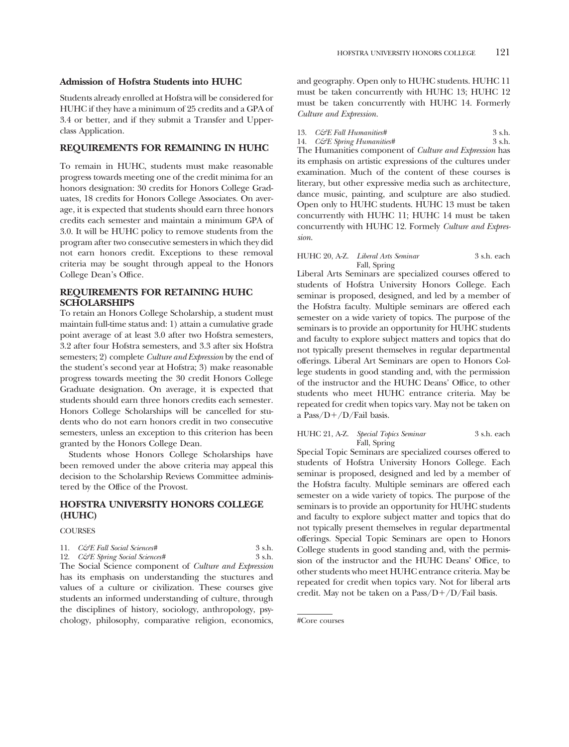### Admission of Hofstra Students into HUHC

Students already enrolled at Hofstra will be considered for HUHC if they have a minimum of 25 credits and a GPA of 3.4 or better, and if they submit a Transfer and Upperclass Application.

## REQUIREMENTS FOR REMAINING IN HUHC

To remain in HUHC, students must make reasonable progress towards meeting one of the credit minima for an honors designation: 30 credits for Honors College Graduates, 18 credits for Honors College Associates. On average, it is expected that students should earn three honors credits each semester and maintain a minimum GPA of 3.0. It will be HUHC policy to remove students from the program after two consecutive semesters in which they did not earn honors credit. Exceptions to these removal criteria may be sought through appeal to the Honors College Dean's Office.

## REQUIREMENTS FOR RETAINING HUHC SCHOLARSHIPS

To retain an Honors College Scholarship, a student must maintain full-time status and: 1) attain a cumulative grade point average of at least 3.0 after two Hofstra semesters, 3.2 after four Hofstra semesters, and 3.3 after six Hofstra semesters; 2) complete *Culture and Expression* by the end of the student's second year at Hofstra; 3) make reasonable progress towards meeting the 30 credit Honors College Graduate designation. On average, it is expected that students should earn three honors credits each semester. Honors College Scholarships will be cancelled for students who do not earn honors credit in two consecutive semesters, unless an exception to this criterion has been granted by the Honors College Dean.

Students whose Honors College Scholarships have been removed under the above criteria may appeal this decision to the Scholarship Reviews Committee administered by the Office of the Provost.

## HOFSTRA UNIVERSITY HONORS COLLEGE (HUHC)

COURSES

11. *C&E Fall Social Sciences#* 3 s.h.
12. *C&E Spring Social Sciences#* 3 s.h.

The Social Science component of *Culture and Expression* has its emphasis on understanding the stuctures and values of a culture or civilization. These courses give students an informed understanding of culture, through the disciplines of history, sociology, anthropology, psychology, philosophy, comparative religion, economics, and geography. Open only to HUHC students. HUHC 11 must be taken concurrently with HUHC 13; HUHC 12 must be taken concurrently with HUHC 14. Formerly *Culture and Expression.*

13. *C&E Fall Humanities#* 3 s.h.
14. *C&E Spring Humanities#* 3 s.h.

The Humanities component of *Culture and Expression* has its emphasis on artistic expressions of the cultures under examination. Much of the content of these courses is literary, but other expressive media such as architecture, dance music, painting, and sculpture are also studied. Open only to HUHC students. HUHC 13 must be taken concurrently with HUHC 11; HUHC 14 must be taken concurrently with HUHC 12. Formely *Culture and Expression.*

HUHC 20, A-Z. *Liberal Arts Seminar* 3 s.h. each
Fall, Spring

Liberal Arts Seminars are specialized courses offered to students of Hofstra University Honors College. Each seminar is proposed, designed, and led by a member of the Hofstra faculty. Multiple seminars are offered each semester on a wide variety of topics. The purpose of the seminars is to provide an opportunity for HUHC students and faculty to explore subject matters and topics that do not typically present themselves in regular departmental offerings. Liberal Art Seminars are open to Honors College students in good standing and, with the permission of the instructor and the HUHC Deans' Office, to other students who meet HUHC entrance criteria. May be repeated for credit when topics vary. May not be taken on a Pass/D+/D/Fail basis.

HUHC 21, A-Z. *Special Topics Seminar* 3 s.h. each
Fall, Spring

Special Topic Seminars are specialized courses offered to students of Hofstra University Honors College. Each seminar is proposed, designed and led by a member of the Hofstra faculty. Multiple seminars are offered each semester on a wide variety of topics. The purpose of the seminars is to provide an opportunity for HUHC students and faculty to explore subject matter and topics that do not typically present themselves in regular departmental offerings. Special Topic Seminars are open to Honors College students in good standing and, with the permission of the instructor and the HUHC Deans' Office, to other students who meet HUHC entrance criteria. May be repeated for credit when topics vary. Not for liberal arts credit. May not be taken on a Pass/D+/D/Fail basis.

---

#Core courses